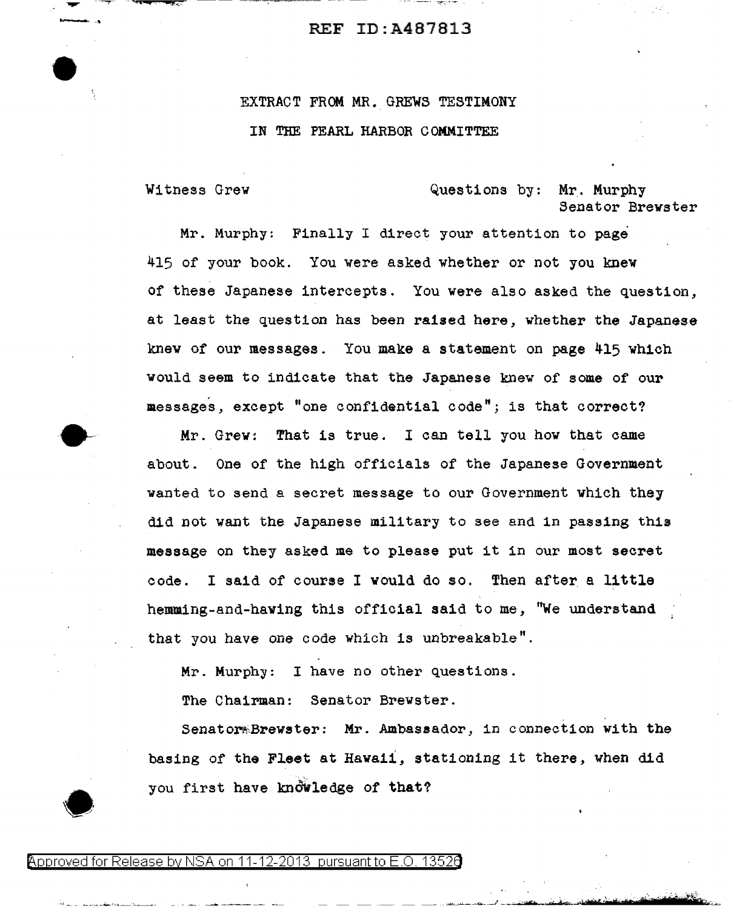REF ID:A487813

EXTRACT FROM MR. GREWS TESTIMONY

IN THE PEARL HARBOR COMMITTEE

Witness Grew

Questions by: Mr. Murphy
Senator Brewster

Mr. Murphy: Finally I direct your attention to page 415 of your book. You were asked whether or not you knew of these Japanese intercepts. You were also asked the question, at least the question has been raised here, whether the Japanese knew of our messages. You make a statement on page 415 which would seem to indicate that the Japanese knew of some of our messages, except "one confidential code"; is that correct?

Mr. Grew: That is true. I can tell you how that came about. One of the high officials of the Japanese Government wanted to send a secret message to our Government which they did not want the Japanese military to see and in passing this message on they asked me to please put it in our most secret code. I said of course I would do so. Then after a little hemming-and-hawing this official said to me, "We understand that you have one code which is unbreakable".

Mr. Murphy: I have no other questions.

The Chairman: Senator Brewster.

Senator Brewster: Mr. Ambassador, in connection with the basing of the Fleet at Hawaii, stationing it there, when did you first have knowledge of that?

Approved for Release by NSA on 11-12-2013 pursuant to E.O. 13526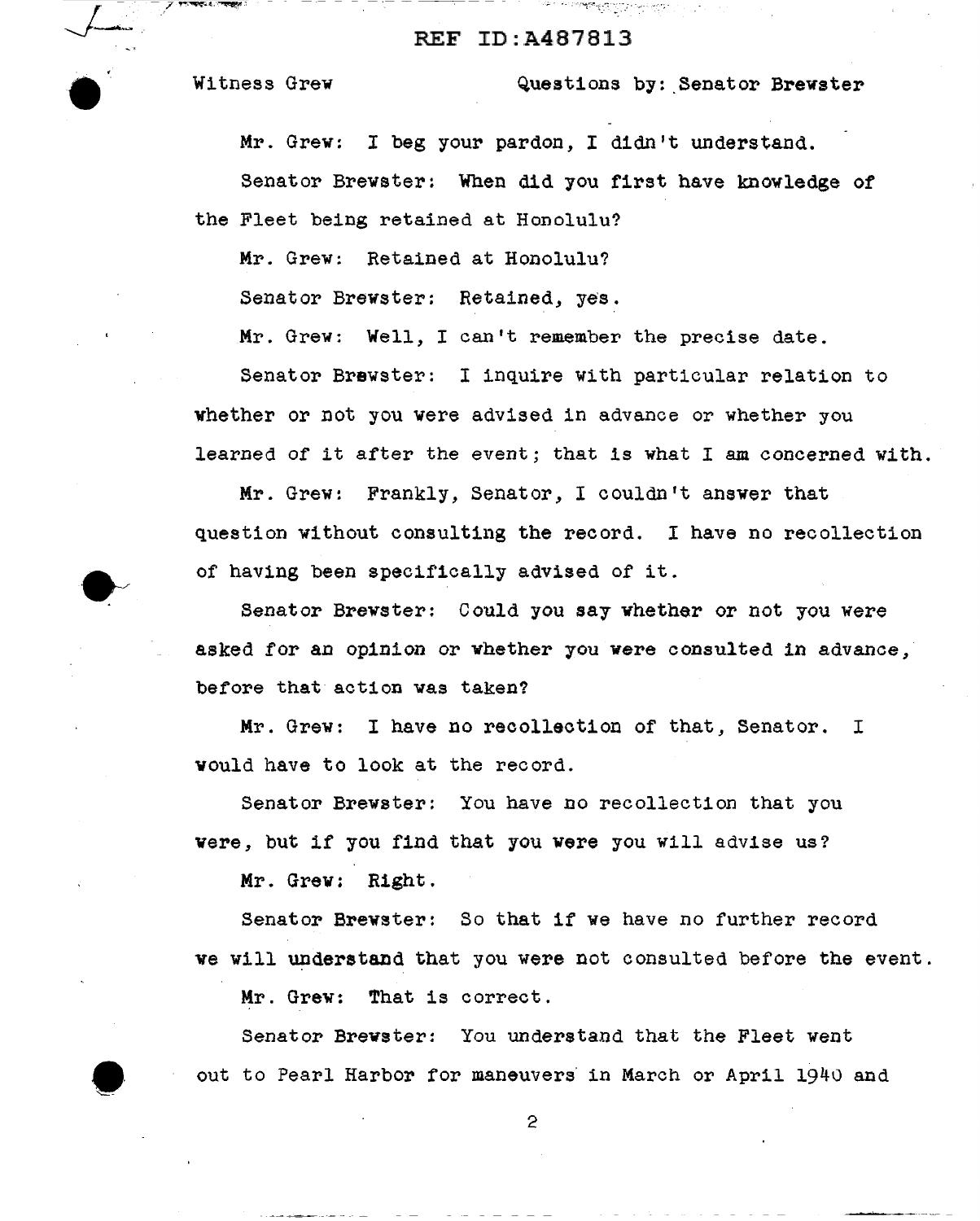Witness Grew Questions by: Senator Brewster

Mr. Grew: I beg your pardon, I didn't understand.

Senator Brewster: When did you first have knowledge of the Fleet being retained at Honolulu?

Mr. Grew: Retained at Honolulu?

Senator Brewster: Retained, yes.

Mr. Grew: Well, I can't remember the precise date.

Senator Brewster: I inquire with particular relation to whether or not you were advised in advance or whether you learned of it after the event; that is what I am concerned with.

Mr. Grew: Frankly, Senator, I couldn't answer that question without consulting the record. I have no recollection of having been specifically advised of it.

Senator Brewster: Could you say whether or not you were asked for an opinion or whether you were consulted in advance, before that action was taken?

Mr. Grew: I have no recollection of that, Senator. I would have to look at the record.

Senator Brewster: You have no recollection that you were, but if you find that you were you will advise us?

Mr. Grew: Right.

Senator Brewster: So that if we have no further record we will understand that you were not consulted before the event.

Mr. Grew: That is correct.

Senator Brewster: You understand that the Fleet went out to Pearl Harbor for maneuvers in March or April 1940 and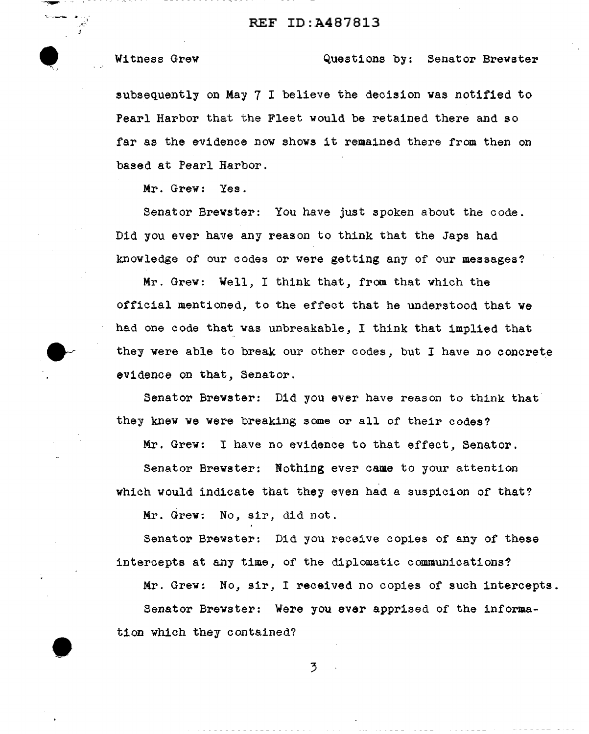Witness Grew Questions by: Senator Brewster

subsequently on May 7 I believe the decision was notified to Pearl Harbor that the Fleet would be retained there and so far as the evidence now shows it remained there from then on based at Pearl Harbor.

Mr. Grew: Yes.

Senator Brewster: You have just spoken about the code. Did you ever have any reason to think that the Japs had knowledge of our codes or were getting any of our messages?

Mr. Grew: Well, I think that, from that which the official mentioned, to the effect that he understood that we had one code that was unbreakable, I think that implied that they were able to break our other codes, but I have no concrete evidence on that, Senator.

Senator Brewster: Did you ever have reason to think that they knew we were breaking some or all of their codes?

Mr. Grew: I have no evidence to that effect, Senator.

Senator Brewster: Nothing ever came to your attention which would indicate that they even had a suspicion of that?

Mr. Grew: No, sir, did not.

Senator Brewster: Did you receive copies of any of these intercepts at any time, of the diplomatic communications?

Mr. Grew: No, sir, I received no copies of such intercepts.

Senator Brewster: Were you ever apprised of the information which they contained?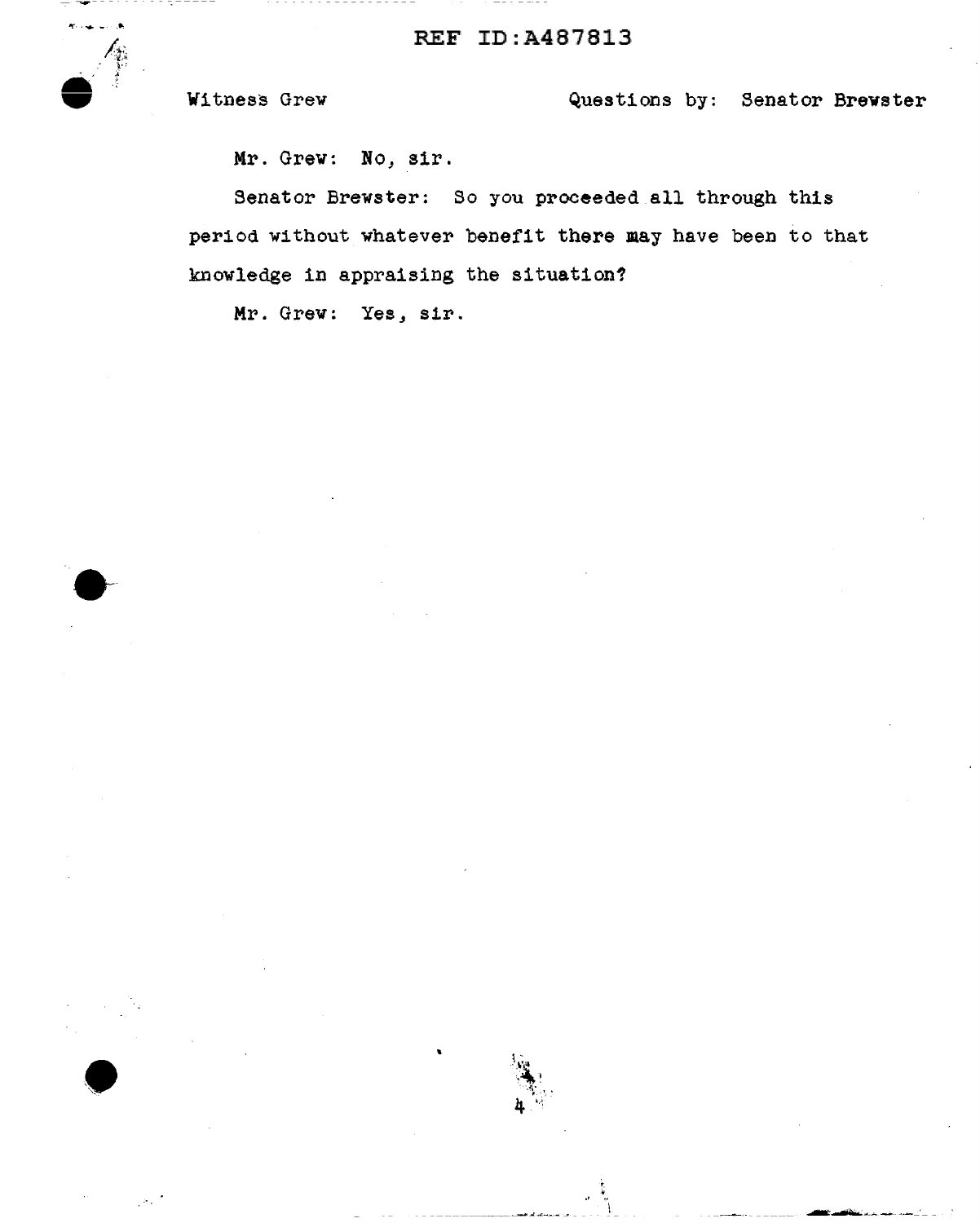Witness Grew                                                    Questions by: Senator Brewster

Mr. Grew: No, sir.

Senator Brewster: So you proceeded all through this period without whatever benefit there may have been to that knowledge in appraising the situation?

Mr. Grew: Yes, sir.